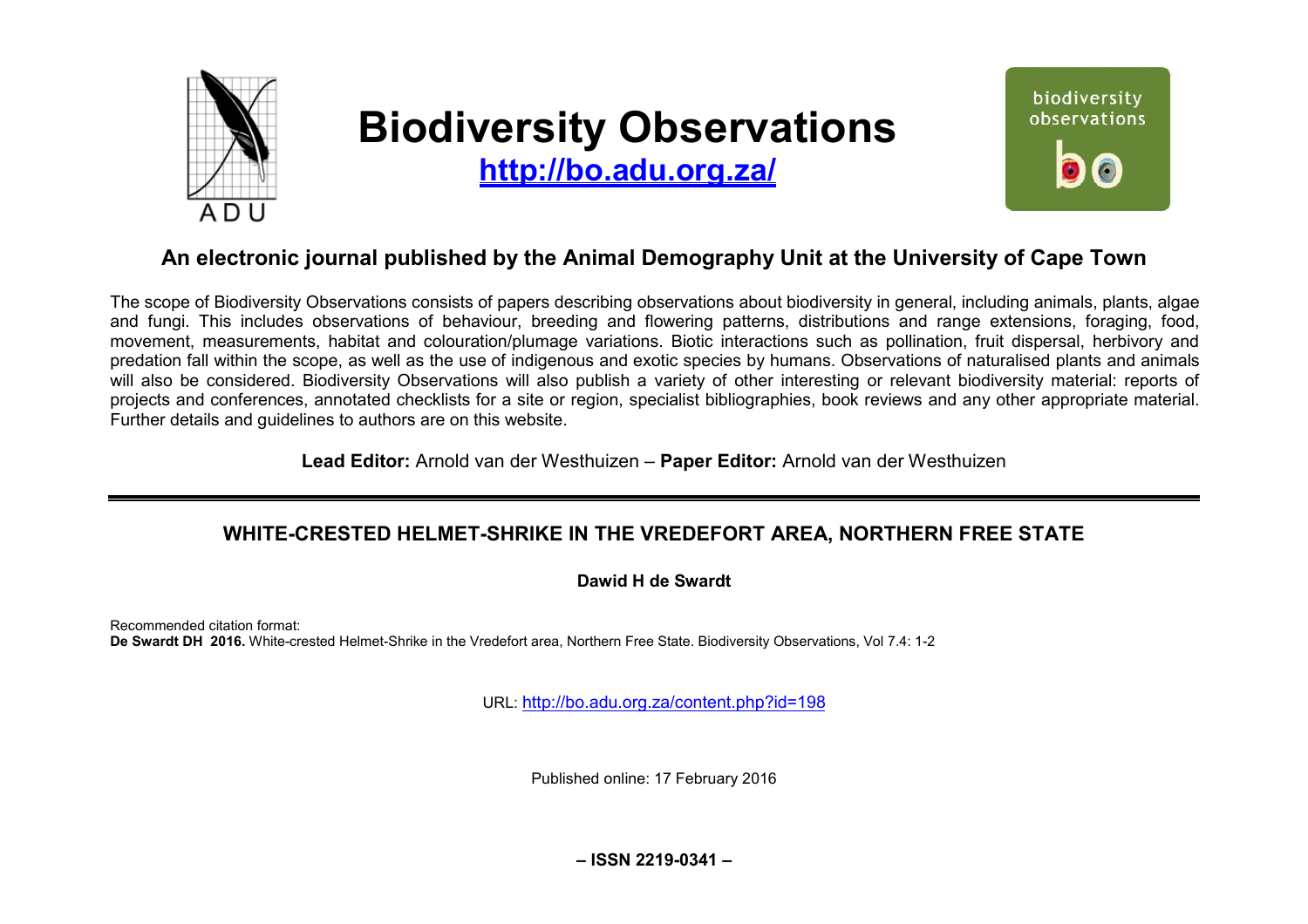# Biodiversity Observations

**http://bo.adu.org.za/**

## An electronic journal published by the Animal Demography Unit at the University of Cape Town

The scope of Biodiversity Observations consists of papers describing observations about biodiversity in general, including animals, plants, algae and fungi. This includes observations of behaviour, breeding and flowering patterns, distributions and range extensions, foraging, food, movement, measurements, habitat and colouration/plumage variations. Biotic interactions such as pollination, fruit dispersal, herbivory and predation fall within the scope, as well as the use of indigenous and exotic species by humans. Observations of naturalised plants and animals will also be considered. Biodiversity Observations will also publish a variety of other interesting or relevant biodiversity material: reports of projects and conferences, annotated checklists for a site or region, specialist bibliographies, book reviews and any other appropriate material. Further details and guidelines to authors are on this website.

**Lead Editor:** Arnold van der Westhuizen – **Paper Editor:** Arnold van der Westhuizen

---

# WHITE-CRESTED HELMET-SHRIKE IN THE VREDEFORT AREA, NORTHERN FREE STATE

**Dawid H de Swardt**

Recommended citation format:
**De Swardt DH 2016.** White-crested Helmet-Shrike in the Vredefort area, Northern Free State. Biodiversity Observations, Vol 7.4: 1-2

URL: http://bo.adu.org.za/content.php?id=198

Published online: 17 February 2016

**– ISSN 2219-0341 –**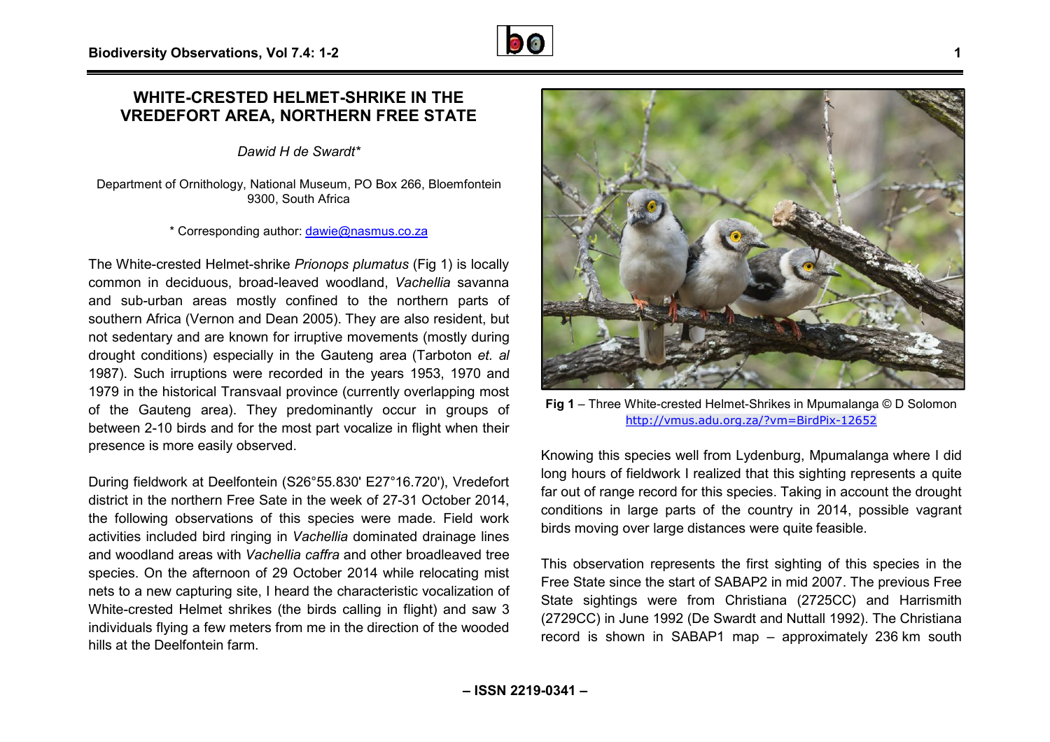# WHITE-CRESTED HELMET-SHRIKE IN THE VREDEFORT AREA, NORTHERN FREE STATE

*Dawid H de Swardt\**

Department of Ornithology, National Museum, PO Box 266, Bloemfontein 9300, South Africa

\* Corresponding author: dawie@nasmus.co.za

The White-crested Helmet-shrike *Prionops plumatus* (Fig 1) is locally common in deciduous, broad-leaved woodland, *Vachellia* savanna and sub-urban areas mostly confined to the northern parts of southern Africa (Vernon and Dean 2005). They are also resident, but not sedentary and are known for irruptive movements (mostly during drought conditions) especially in the Gauteng area (Tarboton *et. al* 1987). Such irruptions were recorded in the years 1953, 1970 and 1979 in the historical Transvaal province (currently overlapping most of the Gauteng area). They predominantly occur in groups of between 2-10 birds and for the most part vocalize in flight when their presence is more easily observed.

During fieldwork at Deelfontein (S26°55.830' E27°16.720'), Vredefort district in the northern Free Sate in the week of 27-31 October 2014, the following observations of this species were made. Field work activities included bird ringing in *Vachellia* dominated drainage lines and woodland areas with *Vachellia caffra* and other broadleaved tree species. On the afternoon of 29 October 2014 while relocating mist nets to a new capturing site, I heard the characteristic vocalization of White-crested Helmet shrikes (the birds calling in flight) and saw 3 individuals flying a few meters from me in the direction of the wooded hills at the Deelfontein farm.

**Fig 1** – Three White-crested Helmet-Shrikes in Mpumalanga © D Solomon http://vmus.adu.org.za/?vm=BirdPix-12652

Knowing this species well from Lydenburg, Mpumalanga where I did long hours of fieldwork I realized that this sighting represents a quite far out of range record for this species. Taking in account the drought conditions in large parts of the country in 2014, possible vagrant birds moving over large distances were quite feasible.

This observation represents the first sighting of this species in the Free State since the start of SABAP2 in mid 2007. The previous Free State sightings were from Christiana (2725CC) and Harrismith (2729CC) in June 1992 (De Swardt and Nuttall 1992). The Christiana record is shown in SABAP1 map – approximately 236 km south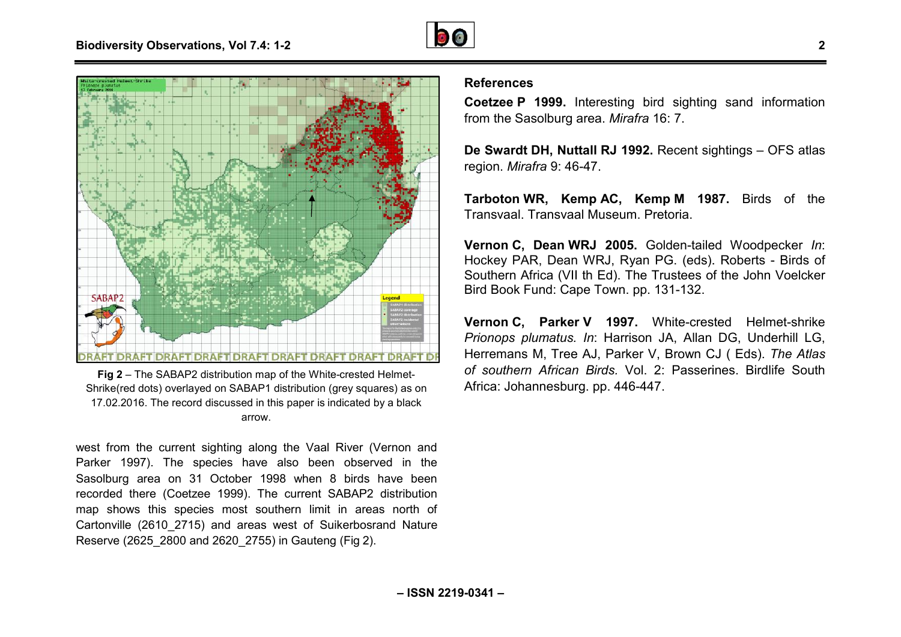Fig 2 – The SABAP2 distribution map of the White-crested Helmet-Shrike(red dots) overlayed on SABAP1 distribution (grey squares) as on 17.02.2016. The record discussed in this paper is indicated by a black arrow.

west from the current sighting along the Vaal River (Vernon and Parker 1997). The species have also been observed in the Sasolburg area on 31 October 1998 when 8 birds have been recorded there (Coetzee 1999). The current SABAP2 distribution map shows this species most southern limit in areas north of Cartonville (2610_2715) and areas west of Suikerbosrand Nature Reserve (2625_2800 and 2620_2755) in Gauteng (Fig 2).

## References

**Coetzee P 1999.** Interesting bird sighting sand information from the Sasolburg area. *Mirafra* 16: 7.

**De Swardt DH, Nuttall RJ 1992.** Recent sightings – OFS atlas region. *Mirafra* 9: 46-47.

**Tarboton WR, Kemp AC, Kemp M 1987.** Birds of the Transvaal. Transvaal Museum. Pretoria.

**Vernon C, Dean WRJ 2005.** Golden-tailed Woodpecker *In*: Hockey PAR, Dean WRJ, Ryan PG. (eds). Roberts - Birds of Southern Africa (VII th Ed). The Trustees of the John Voelcker Bird Book Fund: Cape Town. pp. 131-132.

**Vernon C, Parker V 1997.** White-crested Helmet-shrike *Prionops plumatus. In*: Harrison JA, Allan DG, Underhill LG, Herremans M, Tree AJ, Parker V, Brown CJ ( Eds). *The Atlas of southern African Birds.* Vol. 2: Passerines. Birdlife South Africa: Johannesburg. pp. 446-447.